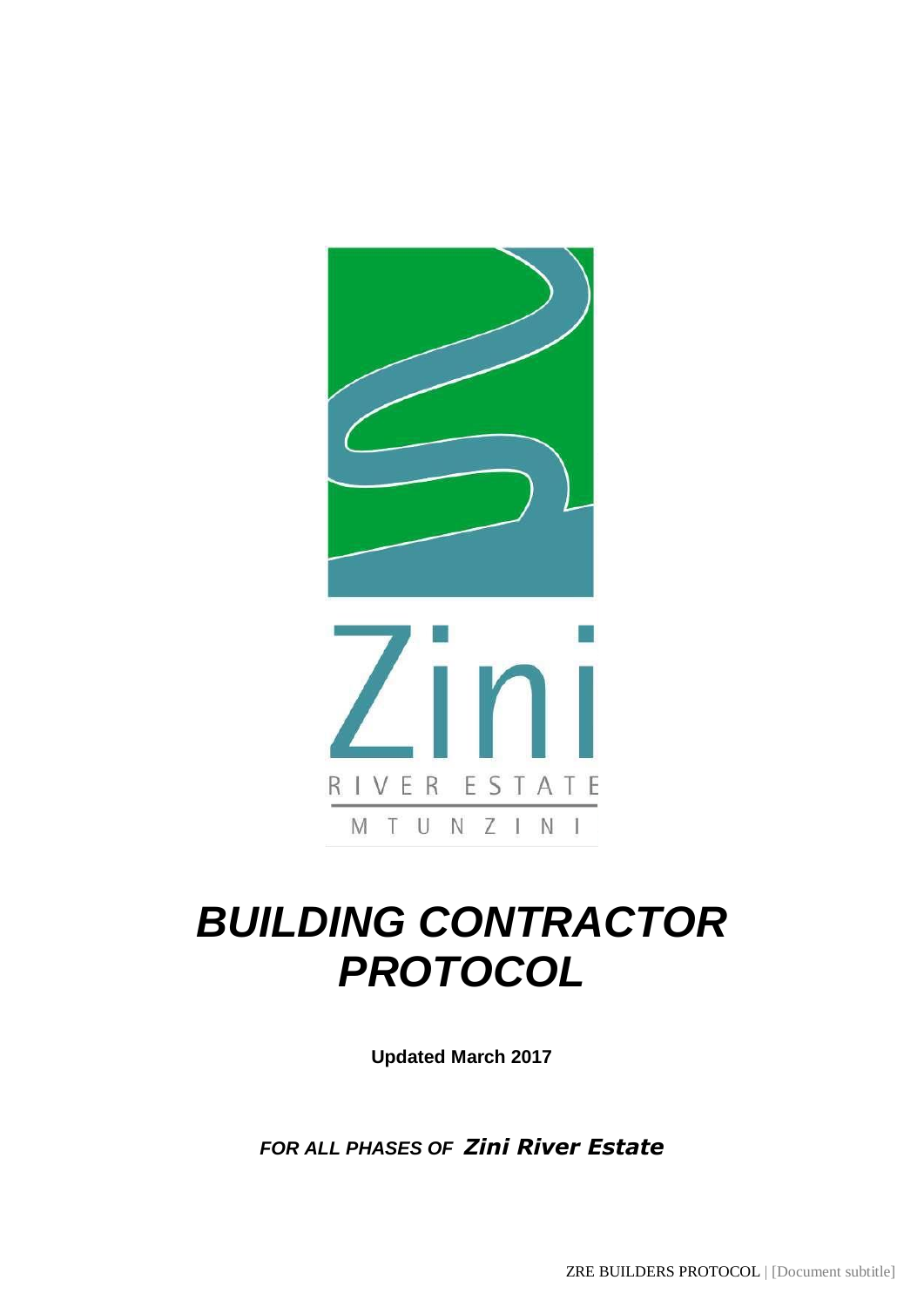Zini

RIVER ESTATE

MTUNZINI

# *BUILDING CONTRACTOR PROTOCOL*

**Updated March 2017**

***FOR ALL PHASES OF Zini River Estate***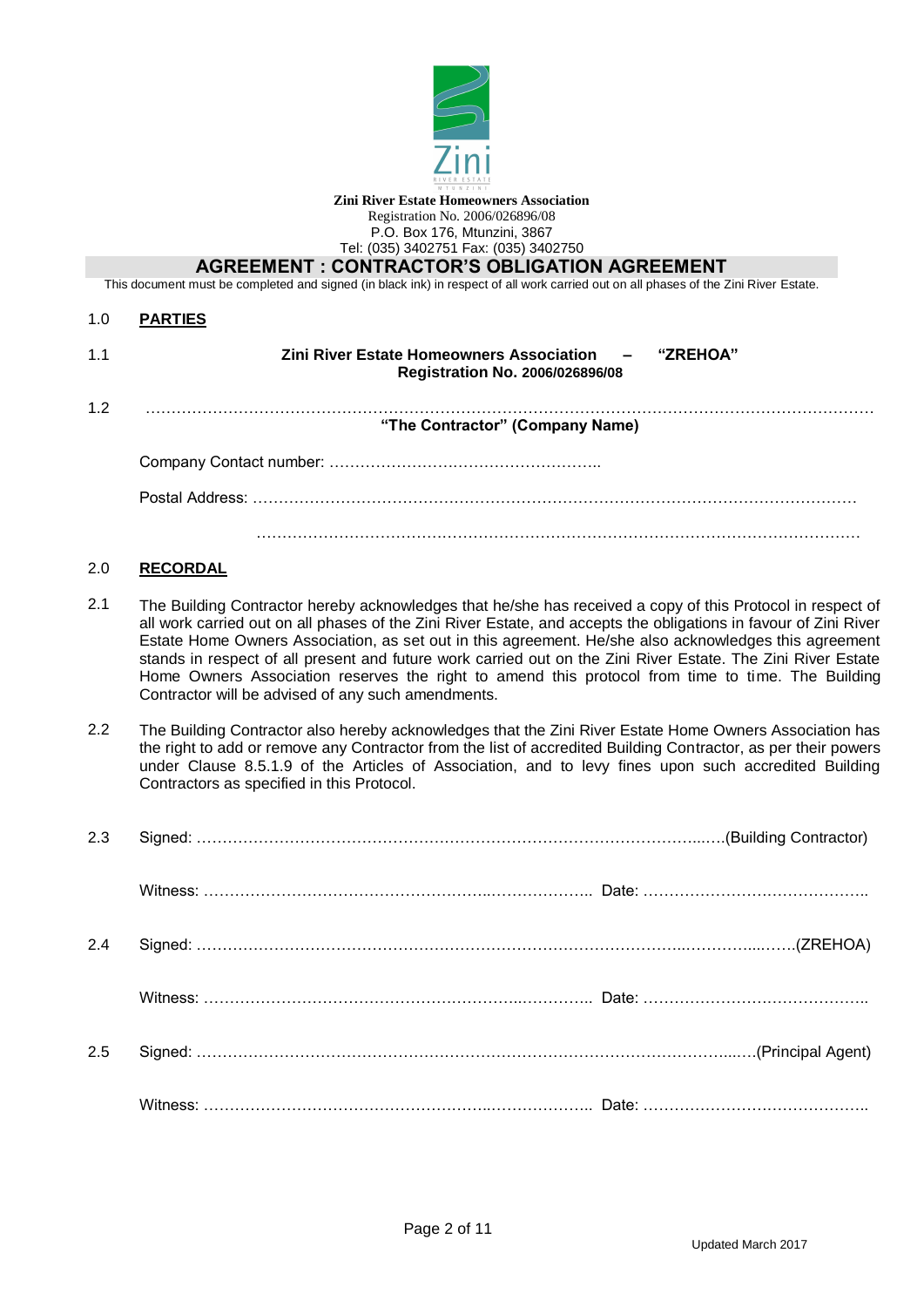**Zini River Estate Homeowners Association**
Registration No. 2006/026896/08
P.O. Box 176, Mtunzini, 3867
Tel: (035) 3402751 Fax: (035) 3402750

## AGREEMENT : CONTRACTOR'S OBLIGATION AGREEMENT

This document must be completed and signed (in black ink) in respect of all work carried out on all phases of the Zini River Estate.

1.0 **PARTIES**

1.1 **Zini River Estate Homeowners Association – "ZREHOA"**
**Registration No. 2006/026896/08**

1.2 ……………………………………………………………………………………………………………………………
**"The Contractor" (Company Name)**

Company Contact number: ……………………………………………..

Postal Address: ………………………………………………………………………………………………………

……………………………………………………………………………………………………

2.0 **RECORDAL**

2.1 The Building Contractor hereby acknowledges that he/she has received a copy of this Protocol in respect of all work carried out on all phases of the Zini River Estate, and accepts the obligations in favour of Zini River Estate Home Owners Association, as set out in this agreement. He/she also acknowledges this agreement stands in respect of all present and future work carried out on the Zini River Estate. The Zini River Estate Home Owners Association reserves the right to amend this protocol from time to time. The Building Contractor will be advised of any such amendments.

2.2 The Building Contractor also hereby acknowledges that the Zini River Estate Home Owners Association has the right to add or remove any Contractor from the list of accredited Building Contractor, as per their powers under Clause 8.5.1.9 of the Articles of Association, and to levy fines upon such accredited Building Contractors as specified in this Protocol.

2.3 Signed: ………………………………………………………………………………………..….(Building Contractor)

Witness: ………………………………………………..……………….. Date: ……………………………………..

2.4 Signed: ……………………………………………………………………………..…………...…….(ZREHOA)

Witness: ……………………………………………………..………….. Date: ……………………………………..

2.5 Signed: ……………………………………………………………………………………….…..….(Principal Agent)

Witness: ………………………………………………..……………….. Date: ……………………………………..

Updated March 2017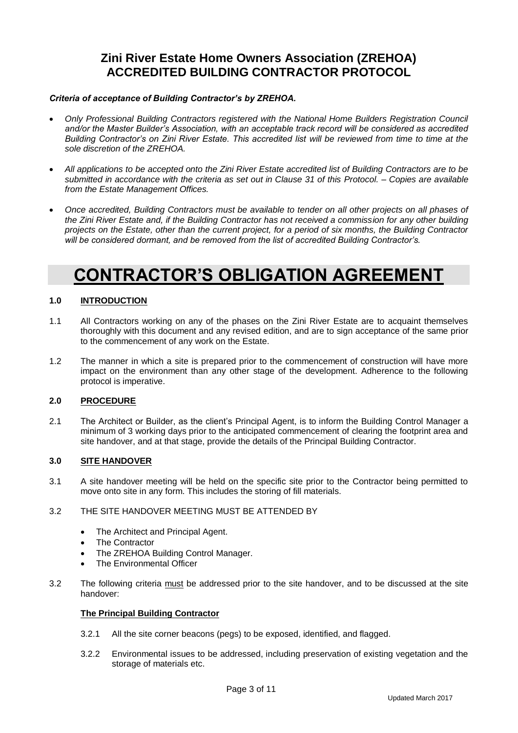## Zini River Estate Home Owners Association (ZREHOA) ACCREDITED BUILDING CONTRACTOR PROTOCOL

***Criteria of acceptance of Building Contractor's by ZREHOA.***

- *Only Professional Building Contractors registered with the National Home Builders Registration Council and/or the Master Builder's Association, with an acceptable track record will be considered as accredited Building Contractor's on Zini River Estate. This accredited list will be reviewed from time to time at the sole discretion of the ZREHOA.*
- *All applications to be accepted onto the Zini River Estate accredited list of Building Contractors are to be submitted in accordance with the criteria as set out in Clause 31 of this Protocol. – Copies are available from the Estate Management Offices.*
- *Once accredited, Building Contractors must be available to tender on all other projects on all phases of the Zini River Estate and, if the Building Contractor has not received a commission for any other building projects on the Estate, other than the current project, for a period of six months, the Building Contractor will be considered dormant, and be removed from the list of accredited Building Contractor's.*

# CONTRACTOR'S OBLIGATION AGREEMENT

### 1.0 INTRODUCTION

1.1 All Contractors working on any of the phases on the Zini River Estate are to acquaint themselves thoroughly with this document and any revised edition, and are to sign acceptance of the same prior to the commencement of any work on the Estate.

1.2 The manner in which a site is prepared prior to the commencement of construction will have more impact on the environment than any other stage of the development. Adherence to the following protocol is imperative.

### 2.0 PROCEDURE

2.1 The Architect or Builder, as the client's Principal Agent, is to inform the Building Control Manager a minimum of 3 working days prior to the anticipated commencement of clearing the footprint area and site handover, and at that stage, provide the details of the Principal Building Contractor.

### 3.0 SITE HANDOVER

3.1 A site handover meeting will be held on the specific site prior to the Contractor being permitted to move onto site in any form. This includes the storing of fill materials.

3.2 THE SITE HANDOVER MEETING MUST BE ATTENDED BY

- The Architect and Principal Agent.
- The Contractor
- The ZREHOA Building Control Manager.
- The Environmental Officer

3.2 The following criteria must be addressed prior to the site handover, and to be discussed at the site handover:

**The Principal Building Contractor**

3.2.1 All the site corner beacons (pegs) to be exposed, identified, and flagged.

3.2.2 Environmental issues to be addressed, including preservation of existing vegetation and the storage of materials etc.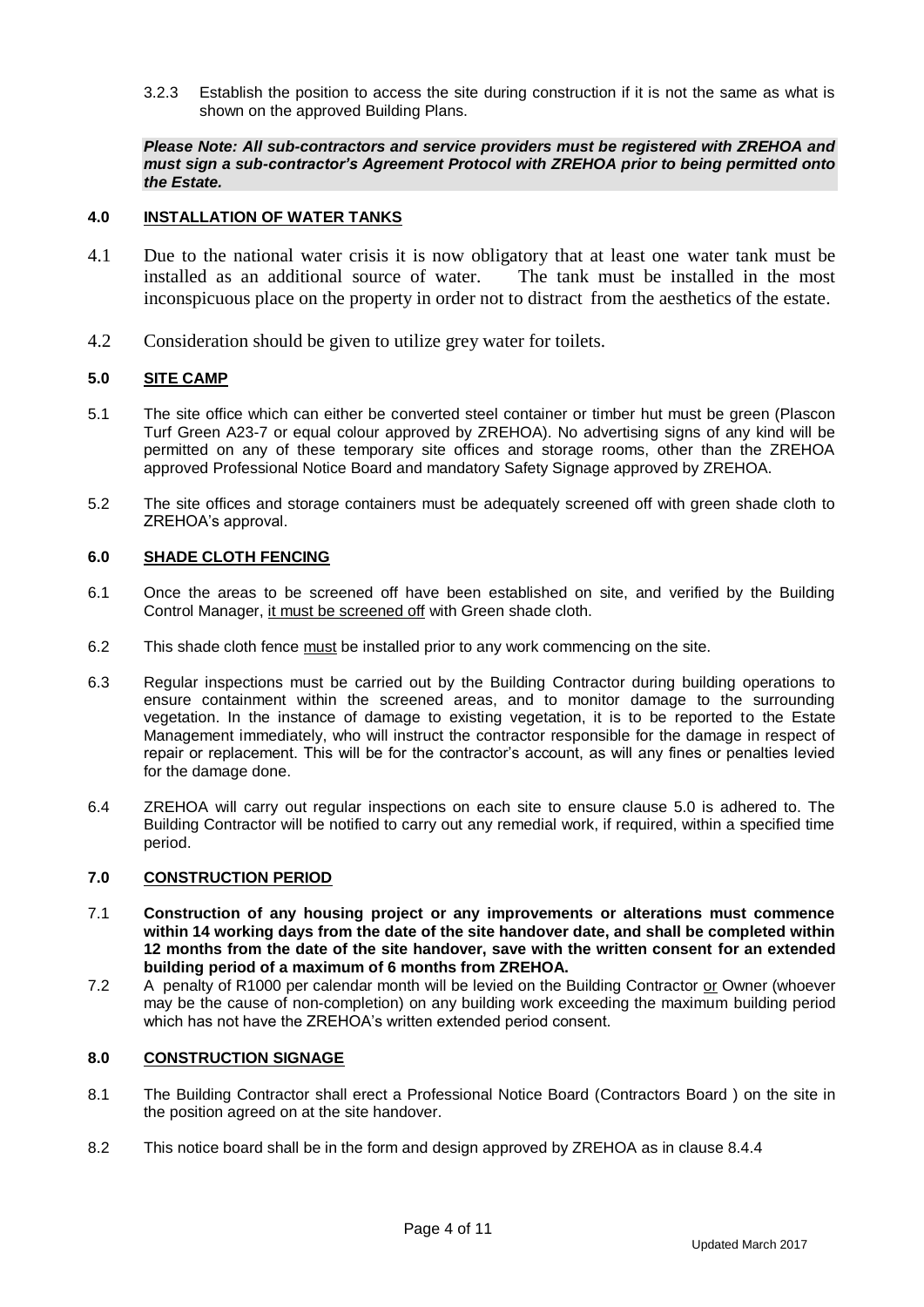3.2.3 Establish the position to access the site during construction if it is not the same as what is shown on the approved Building Plans.

***Please Note: All sub-contractors and service providers must be registered with ZREHOA and must sign a sub-contractor's Agreement Protocol with ZREHOA prior to being permitted onto the Estate.***

## 4.0 INSTALLATION OF WATER TANKS

4.1 Due to the national water crisis it is now obligatory that at least one water tank must be installed as an additional source of water. The tank must be installed in the most inconspicuous place on the property in order not to distract from the aesthetics of the estate.

4.2 Consideration should be given to utilize grey water for toilets.

## 5.0 SITE CAMP

5.1 The site office which can either be converted steel container or timber hut must be green (Plascon Turf Green A23-7 or equal colour approved by ZREHOA). No advertising signs of any kind will be permitted on any of these temporary site offices and storage rooms, other than the ZREHOA approved Professional Notice Board and mandatory Safety Signage approved by ZREHOA.

5.2 The site offices and storage containers must be adequately screened off with green shade cloth to ZREHOA's approval.

## 6.0 SHADE CLOTH FENCING

6.1 Once the areas to be screened off have been established on site, and verified by the Building Control Manager, <u>it must be screened off</u> with Green shade cloth.

6.2 This shade cloth fence <u>must</u> be installed prior to any work commencing on the site.

6.3 Regular inspections must be carried out by the Building Contractor during building operations to ensure containment within the screened areas, and to monitor damage to the surrounding vegetation. In the instance of damage to existing vegetation, it is to be reported to the Estate Management immediately, who will instruct the contractor responsible for the damage in respect of repair or replacement. This will be for the contractor's account, as will any fines or penalties levied for the damage done.

6.4 ZREHOA will carry out regular inspections on each site to ensure clause 5.0 is adhered to. The Building Contractor will be notified to carry out any remedial work, if required, within a specified time period.

## 7.0 CONSTRUCTION PERIOD

7.1 **Construction of any housing project or any improvements or alterations must commence within 14 working days from the date of the site handover date, and shall be completed within 12 months from the date of the site handover, save with the written consent for an extended building period of a maximum of 6 months from ZREHOA.**

7.2 A penalty of R1000 per calendar month will be levied on the Building Contractor <u>or</u> Owner (whoever may be the cause of non-completion) on any building work exceeding the maximum building period which has not have the ZREHOA's written extended period consent.

## 8.0 CONSTRUCTION SIGNAGE

8.1 The Building Contractor shall erect a Professional Notice Board (Contractors Board ) on the site in the position agreed on at the site handover.

8.2 This notice board shall be in the form and design approved by ZREHOA as in clause 8.4.4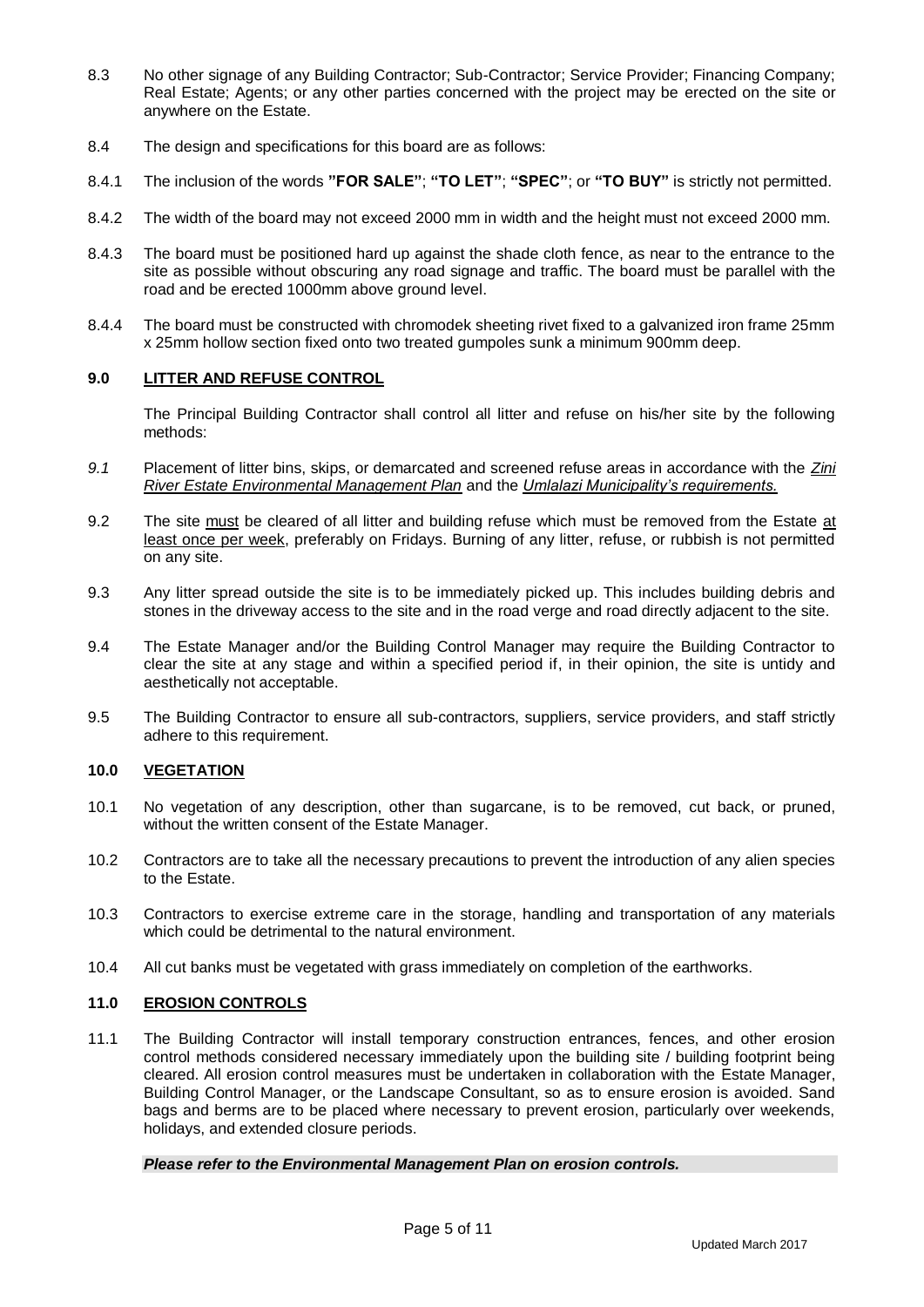8.3 No other signage of any Building Contractor; Sub-Contractor; Service Provider; Financing Company; Real Estate; Agents; or any other parties concerned with the project may be erected on the site or anywhere on the Estate.

8.4 The design and specifications for this board are as follows:

8.4.1 The inclusion of the words **"FOR SALE"**; **"TO LET"**; **"SPEC"**; or **"TO BUY"** is strictly not permitted.

8.4.2 The width of the board may not exceed 2000 mm in width and the height must not exceed 2000 mm.

8.4.3 The board must be positioned hard up against the shade cloth fence, as near to the entrance to the site as possible without obscuring any road signage and traffic. The board must be parallel with the road and be erected 1000mm above ground level.

8.4.4 The board must be constructed with chromodek sheeting rivet fixed to a galvanized iron frame 25mm x 25mm hollow section fixed onto two treated gumpoles sunk a minimum 900mm deep.

## 9.0 LITTER AND REFUSE CONTROL

The Principal Building Contractor shall control all litter and refuse on his/her site by the following methods:

*9.1* Placement of litter bins, skips, or demarcated and screened refuse areas in accordance with the *Zini River Estate Environmental Management Plan* and the *Umlalazi Municipality's requirements.*

9.2 The site must be cleared of all litter and building refuse which must be removed from the Estate at least once per week, preferably on Fridays. Burning of any litter, refuse, or rubbish is not permitted on any site.

9.3 Any litter spread outside the site is to be immediately picked up. This includes building debris and stones in the driveway access to the site and in the road verge and road directly adjacent to the site.

9.4 The Estate Manager and/or the Building Control Manager may require the Building Contractor to clear the site at any stage and within a specified period if, in their opinion, the site is untidy and aesthetically not acceptable.

9.5 The Building Contractor to ensure all sub-contractors, suppliers, service providers, and staff strictly adhere to this requirement.

## 10.0 VEGETATION

10.1 No vegetation of any description, other than sugarcane, is to be removed, cut back, or pruned, without the written consent of the Estate Manager.

10.2 Contractors are to take all the necessary precautions to prevent the introduction of any alien species to the Estate.

10.3 Contractors to exercise extreme care in the storage, handling and transportation of any materials which could be detrimental to the natural environment.

10.4 All cut banks must be vegetated with grass immediately on completion of the earthworks.

## 11.0 EROSION CONTROLS

11.1 The Building Contractor will install temporary construction entrances, fences, and other erosion control methods considered necessary immediately upon the building site / building footprint being cleared. All erosion control measures must be undertaken in collaboration with the Estate Manager, Building Control Manager, or the Landscape Consultant, so as to ensure erosion is avoided. Sand bags and berms are to be placed where necessary to prevent erosion, particularly over weekends, holidays, and extended closure periods.

***Please refer to the Environmental Management Plan on erosion controls.***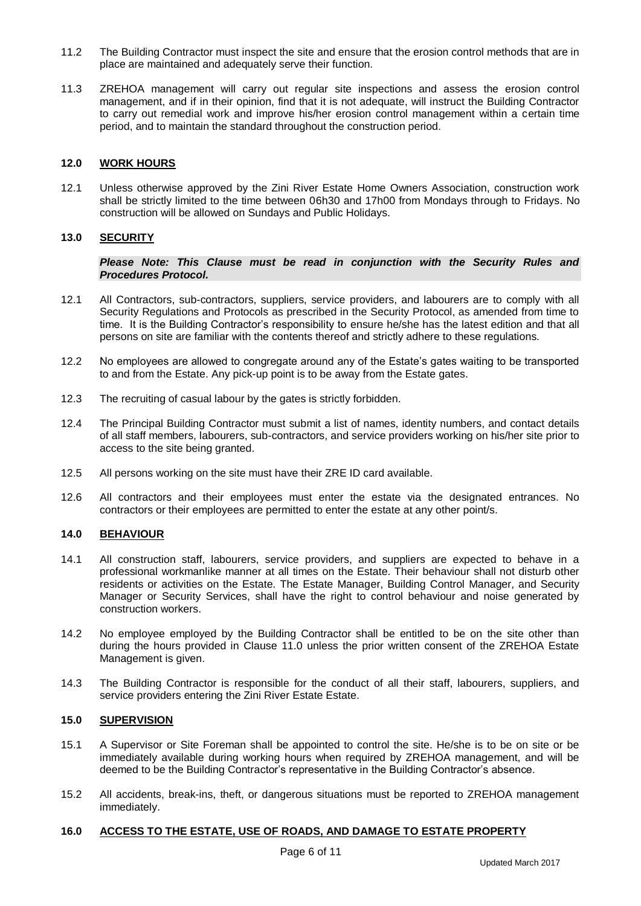11.2 The Building Contractor must inspect the site and ensure that the erosion control methods that are in place are maintained and adequately serve their function.

11.3 ZREHOA management will carry out regular site inspections and assess the erosion control management, and if in their opinion, find that it is not adequate, will instruct the Building Contractor to carry out remedial work and improve his/her erosion control management within a certain time period, and to maintain the standard throughout the construction period.

## 12.0 WORK HOURS

12.1 Unless otherwise approved by the Zini River Estate Home Owners Association, construction work shall be strictly limited to the time between 06h30 and 17h00 from Mondays through to Fridays. No construction will be allowed on Sundays and Public Holidays.

## 13.0 SECURITY

***Please Note: This Clause must be read in conjunction with the Security Rules and Procedures Protocol.***

12.1 All Contractors, sub-contractors, suppliers, service providers, and labourers are to comply with all Security Regulations and Protocols as prescribed in the Security Protocol, as amended from time to time. It is the Building Contractor's responsibility to ensure he/she has the latest edition and that all persons on site are familiar with the contents thereof and strictly adhere to these regulations.

12.2 No employees are allowed to congregate around any of the Estate's gates waiting to be transported to and from the Estate. Any pick-up point is to be away from the Estate gates.

12.3 The recruiting of casual labour by the gates is strictly forbidden.

12.4 The Principal Building Contractor must submit a list of names, identity numbers, and contact details of all staff members, labourers, sub-contractors, and service providers working on his/her site prior to access to the site being granted.

12.5 All persons working on the site must have their ZRE ID card available.

12.6 All contractors and their employees must enter the estate via the designated entrances. No contractors or their employees are permitted to enter the estate at any other point/s.

## 14.0 BEHAVIOUR

14.1 All construction staff, labourers, service providers, and suppliers are expected to behave in a professional workmanlike manner at all times on the Estate. Their behaviour shall not disturb other residents or activities on the Estate. The Estate Manager, Building Control Manager, and Security Manager or Security Services, shall have the right to control behaviour and noise generated by construction workers.

14.2 No employee employed by the Building Contractor shall be entitled to be on the site other than during the hours provided in Clause 11.0 unless the prior written consent of the ZREHOA Estate Management is given.

14.3 The Building Contractor is responsible for the conduct of all their staff, labourers, suppliers, and service providers entering the Zini River Estate Estate.

## 15.0 SUPERVISION

15.1 A Supervisor or Site Foreman shall be appointed to control the site. He/she is to be on site or be immediately available during working hours when required by ZREHOA management, and will be deemed to be the Building Contractor's representative in the Building Contractor's absence.

15.2 All accidents, break-ins, theft, or dangerous situations must be reported to ZREHOA management immediately.

## 16.0 ACCESS TO THE ESTATE, USE OF ROADS, AND DAMAGE TO ESTATE PROPERTY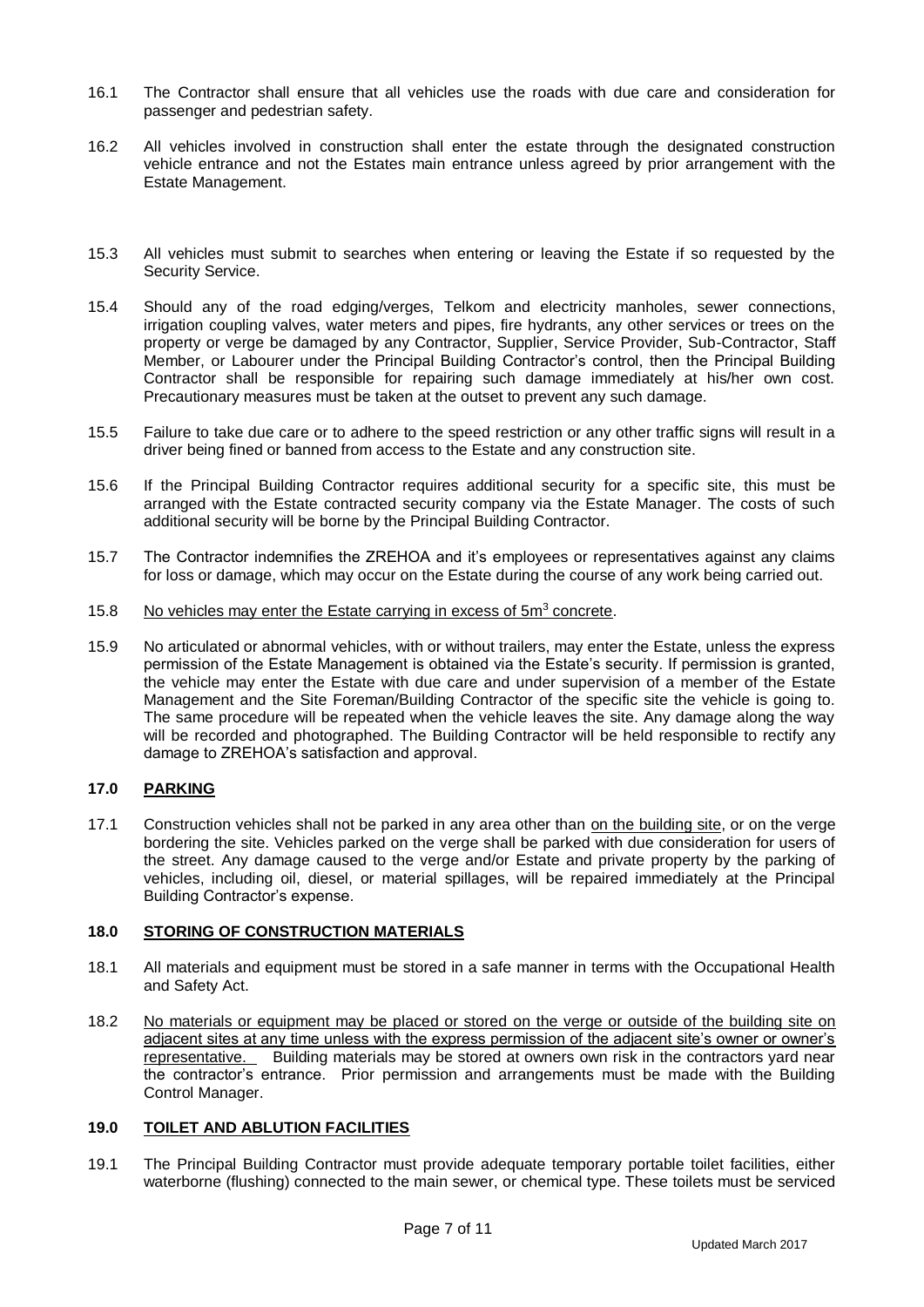16.1 The Contractor shall ensure that all vehicles use the roads with due care and consideration for passenger and pedestrian safety.

16.2 All vehicles involved in construction shall enter the estate through the designated construction vehicle entrance and not the Estates main entrance unless agreed by prior arrangement with the Estate Management.

15.3 All vehicles must submit to searches when entering or leaving the Estate if so requested by the Security Service.

15.4 Should any of the road edging/verges, Telkom and electricity manholes, sewer connections, irrigation coupling valves, water meters and pipes, fire hydrants, any other services or trees on the property or verge be damaged by any Contractor, Supplier, Service Provider, Sub-Contractor, Staff Member, or Labourer under the Principal Building Contractor's control, then the Principal Building Contractor shall be responsible for repairing such damage immediately at his/her own cost. Precautionary measures must be taken at the outset to prevent any such damage.

15.5 Failure to take due care or to adhere to the speed restriction or any other traffic signs will result in a driver being fined or banned from access to the Estate and any construction site.

15.6 If the Principal Building Contractor requires additional security for a specific site, this must be arranged with the Estate contracted security company via the Estate Manager. The costs of such additional security will be borne by the Principal Building Contractor.

15.7 The Contractor indemnifies the ZREHOA and it's employees or representatives against any claims for loss or damage, which may occur on the Estate during the course of any work being carried out.

15.8 <u>No vehicles may enter the Estate carrying in excess of 5m$^3$ concrete</u>.

15.9 No articulated or abnormal vehicles, with or without trailers, may enter the Estate, unless the express permission of the Estate Management is obtained via the Estate's security. If permission is granted, the vehicle may enter the Estate with due care and under supervision of a member of the Estate Management and the Site Foreman/Building Contractor of the specific site the vehicle is going to. The same procedure will be repeated when the vehicle leaves the site. Any damage along the way will be recorded and photographed. The Building Contractor will be held responsible to rectify any damage to ZREHOA's satisfaction and approval.

## 17.0 PARKING

17.1 Construction vehicles shall not be parked in any area other than <u>on the building site</u>, or on the verge bordering the site. Vehicles parked on the verge shall be parked with due consideration for users of the street. Any damage caused to the verge and/or Estate and private property by the parking of vehicles, including oil, diesel, or material spillages, will be repaired immediately at the Principal Building Contractor's expense.

## 18.0 STORING OF CONSTRUCTION MATERIALS

18.1 All materials and equipment must be stored in a safe manner in terms with the Occupational Health and Safety Act.

18.2 <u>No materials or equipment may be placed or stored on the verge or outside of the building site on adjacent sites at any time unless with the express permission of the adjacent site's owner or owner's representative.</u> Building materials may be stored at owners own risk in the contractors yard near the contractor's entrance. Prior permission and arrangements must be made with the Building Control Manager.

## 19.0 TOILET AND ABLUTION FACILITIES

19.1 The Principal Building Contractor must provide adequate temporary portable toilet facilities, either waterborne (flushing) connected to the main sewer, or chemical type. These toilets must be serviced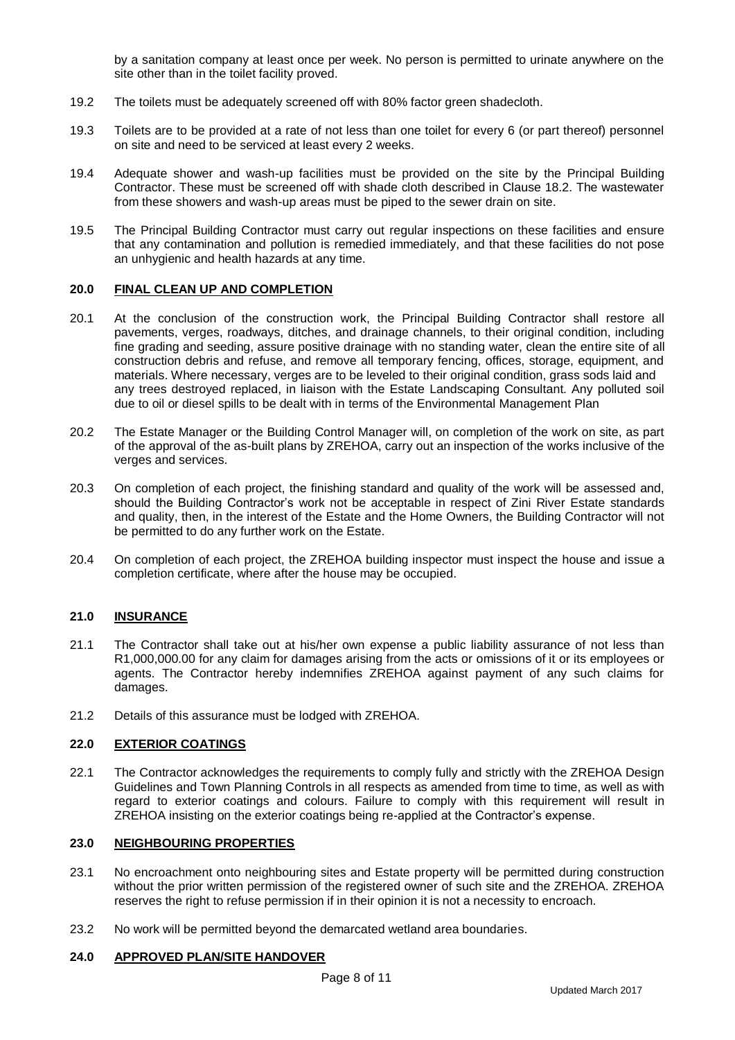by a sanitation company at least once per week. No person is permitted to urinate anywhere on the site other than in the toilet facility proved.

19.2 The toilets must be adequately screened off with 80% factor green shadecloth.

19.3 Toilets are to be provided at a rate of not less than one toilet for every 6 (or part thereof) personnel on site and need to be serviced at least every 2 weeks.

19.4 Adequate shower and wash-up facilities must be provided on the site by the Principal Building Contractor. These must be screened off with shade cloth described in Clause 18.2. The wastewater from these showers and wash-up areas must be piped to the sewer drain on site.

19.5 The Principal Building Contractor must carry out regular inspections on these facilities and ensure that any contamination and pollution is remedied immediately, and that these facilities do not pose an unhygienic and health hazards at any time.

## 20.0 FINAL CLEAN UP AND COMPLETION

20.1 At the conclusion of the construction work, the Principal Building Contractor shall restore all pavements, verges, roadways, ditches, and drainage channels, to their original condition, including fine grading and seeding, assure positive drainage with no standing water, clean the entire site of all construction debris and refuse, and remove all temporary fencing, offices, storage, equipment, and materials. Where necessary, verges are to be leveled to their original condition, grass sods laid and any trees destroyed replaced, in liaison with the Estate Landscaping Consultant. Any polluted soil due to oil or diesel spills to be dealt with in terms of the Environmental Management Plan

20.2 The Estate Manager or the Building Control Manager will, on completion of the work on site, as part of the approval of the as-built plans by ZREHOA, carry out an inspection of the works inclusive of the verges and services.

20.3 On completion of each project, the finishing standard and quality of the work will be assessed and, should the Building Contractor's work not be acceptable in respect of Zini River Estate standards and quality, then, in the interest of the Estate and the Home Owners, the Building Contractor will not be permitted to do any further work on the Estate.

20.4 On completion of each project, the ZREHOA building inspector must inspect the house and issue a completion certificate, where after the house may be occupied.

## 21.0 INSURANCE

21.1 The Contractor shall take out at his/her own expense a public liability assurance of not less than R1,000,000.00 for any claim for damages arising from the acts or omissions of it or its employees or agents. The Contractor hereby indemnifies ZREHOA against payment of any such claims for damages.

21.2 Details of this assurance must be lodged with ZREHOA.

## 22.0 EXTERIOR COATINGS

22.1 The Contractor acknowledges the requirements to comply fully and strictly with the ZREHOA Design Guidelines and Town Planning Controls in all respects as amended from time to time, as well as with regard to exterior coatings and colours. Failure to comply with this requirement will result in ZREHOA insisting on the exterior coatings being re-applied at the Contractor's expense.

## 23.0 NEIGHBOURING PROPERTIES

23.1 No encroachment onto neighbouring sites and Estate property will be permitted during construction without the prior written permission of the registered owner of such site and the ZREHOA. ZREHOA reserves the right to refuse permission if in their opinion it is not a necessity to encroach.

23.2 No work will be permitted beyond the demarcated wetland area boundaries.

## 24.0 APPROVED PLAN/SITE HANDOVER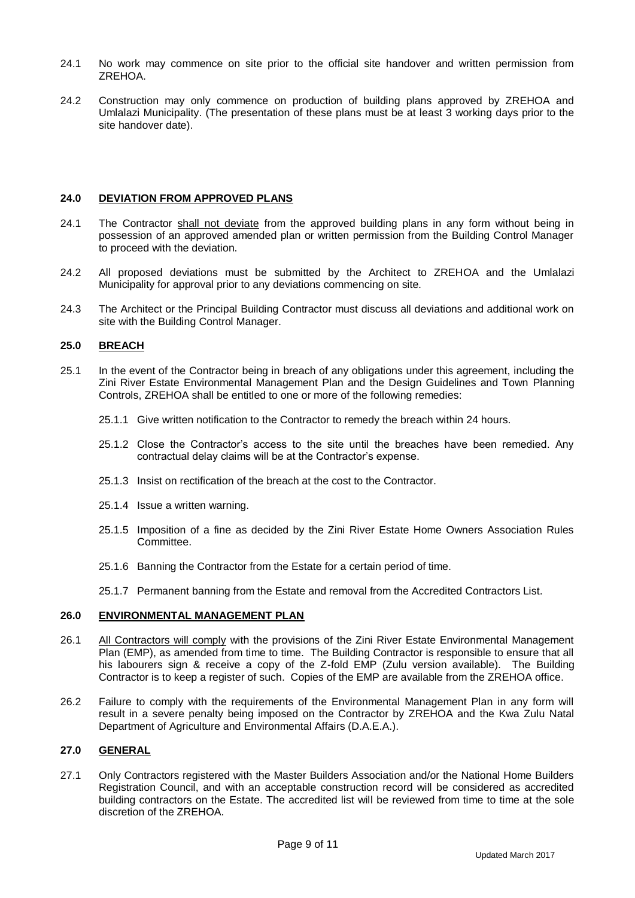24.1 No work may commence on site prior to the official site handover and written permission from ZREHOA.

24.2 Construction may only commence on production of building plans approved by ZREHOA and Umlalazi Municipality. (The presentation of these plans must be at least 3 working days prior to the site handover date).

## 24.0 DEVIATION FROM APPROVED PLANS

24.1 The Contractor shall not deviate from the approved building plans in any form without being in possession of an approved amended plan or written permission from the Building Control Manager to proceed with the deviation.

24.2 All proposed deviations must be submitted by the Architect to ZREHOA and the Umlalazi Municipality for approval prior to any deviations commencing on site.

24.3 The Architect or the Principal Building Contractor must discuss all deviations and additional work on site with the Building Control Manager.

## 25.0 BREACH

25.1 In the event of the Contractor being in breach of any obligations under this agreement, including the Zini River Estate Environmental Management Plan and the Design Guidelines and Town Planning Controls, ZREHOA shall be entitled to one or more of the following remedies:

25.1.1 Give written notification to the Contractor to remedy the breach within 24 hours.

25.1.2 Close the Contractor's access to the site until the breaches have been remedied. Any contractual delay claims will be at the Contractor's expense.

25.1.3 Insist on rectification of the breach at the cost to the Contractor.

25.1.4 Issue a written warning.

25.1.5 Imposition of a fine as decided by the Zini River Estate Home Owners Association Rules Committee.

25.1.6 Banning the Contractor from the Estate for a certain period of time.

25.1.7 Permanent banning from the Estate and removal from the Accredited Contractors List.

## 26.0 ENVIRONMENTAL MANAGEMENT PLAN

26.1 All Contractors will comply with the provisions of the Zini River Estate Environmental Management Plan (EMP), as amended from time to time. The Building Contractor is responsible to ensure that all his labourers sign & receive a copy of the Z-fold EMP (Zulu version available). The Building Contractor is to keep a register of such. Copies of the EMP are available from the ZREHOA office.

26.2 Failure to comply with the requirements of the Environmental Management Plan in any form will result in a severe penalty being imposed on the Contractor by ZREHOA and the Kwa Zulu Natal Department of Agriculture and Environmental Affairs (D.A.E.A.).

## 27.0 GENERAL

27.1 Only Contractors registered with the Master Builders Association and/or the National Home Builders Registration Council, and with an acceptable construction record will be considered as accredited building contractors on the Estate. The accredited list will be reviewed from time to time at the sole discretion of the ZREHOA.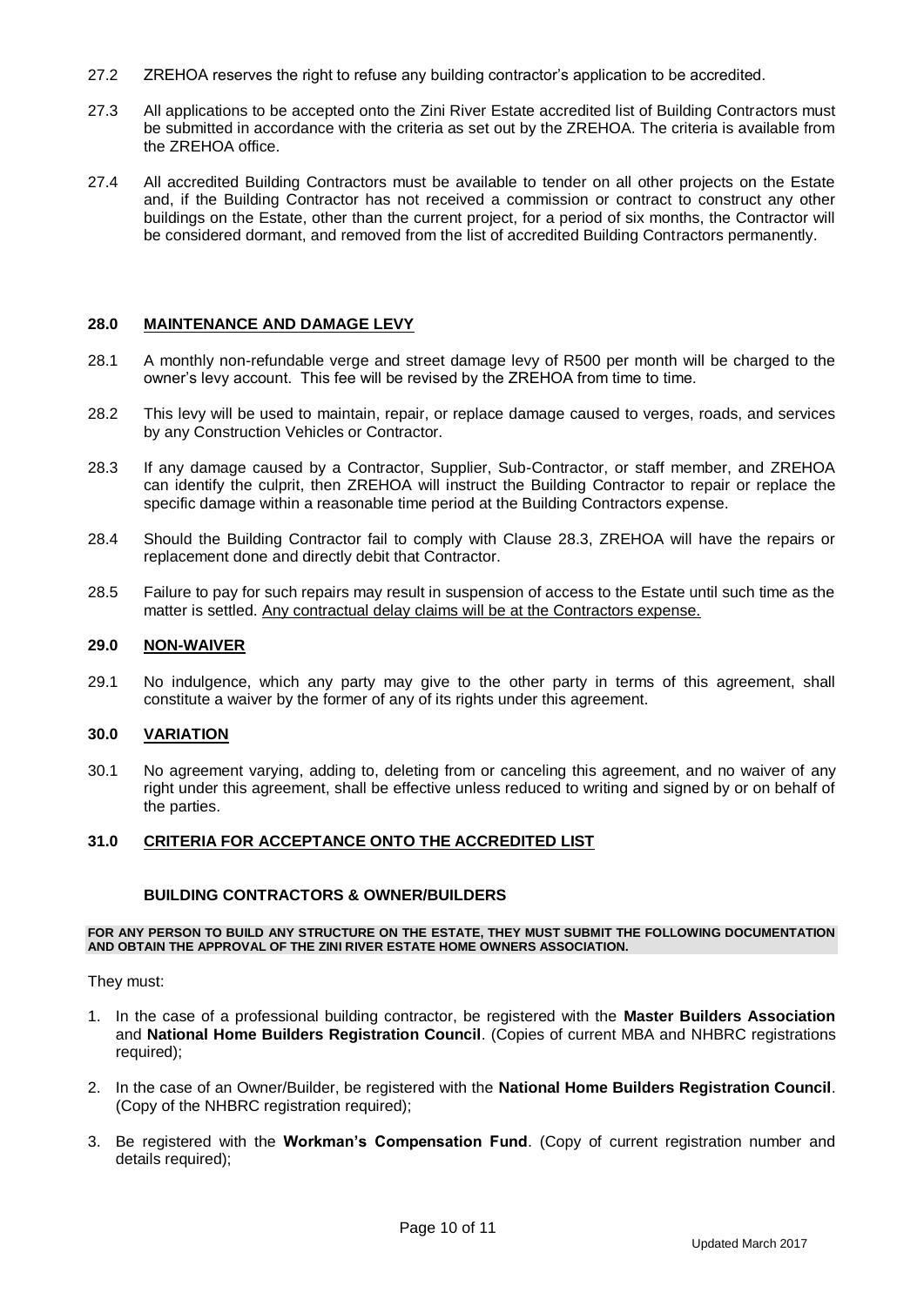27.2 ZREHOA reserves the right to refuse any building contractor's application to be accredited.

27.3 All applications to be accepted onto the Zini River Estate accredited list of Building Contractors must be submitted in accordance with the criteria as set out by the ZREHOA. The criteria is available from the ZREHOA office.

27.4 All accredited Building Contractors must be available to tender on all other projects on the Estate and, if the Building Contractor has not received a commission or contract to construct any other buildings on the Estate, other than the current project, for a period of six months, the Contractor will be considered dormant, and removed from the list of accredited Building Contractors permanently.

## 28.0 MAINTENANCE AND DAMAGE LEVY

28.1 A monthly non-refundable verge and street damage levy of R500 per month will be charged to the owner's levy account. This fee will be revised by the ZREHOA from time to time.

28.2 This levy will be used to maintain, repair, or replace damage caused to verges, roads, and services by any Construction Vehicles or Contractor.

28.3 If any damage caused by a Contractor, Supplier, Sub-Contractor, or staff member, and ZREHOA can identify the culprit, then ZREHOA will instruct the Building Contractor to repair or replace the specific damage within a reasonable time period at the Building Contractors expense.

28.4 Should the Building Contractor fail to comply with Clause 28.3, ZREHOA will have the repairs or replacement done and directly debit that Contractor.

28.5 Failure to pay for such repairs may result in suspension of access to the Estate until such time as the matter is settled. Any contractual delay claims will be at the Contractors expense.

## 29.0 NON-WAIVER

29.1 No indulgence, which any party may give to the other party in terms of this agreement, shall constitute a waiver by the former of any of its rights under this agreement.

## 30.0 VARIATION

30.1 No agreement varying, adding to, deleting from or canceling this agreement, and no waiver of any right under this agreement, shall be effective unless reduced to writing and signed by or on behalf of the parties.

## 31.0 CRITERIA FOR ACCEPTANCE ONTO THE ACCREDITED LIST

### BUILDING CONTRACTORS & OWNER/BUILDERS

**FOR ANY PERSON TO BUILD ANY STRUCTURE ON THE ESTATE, THEY MUST SUBMIT THE FOLLOWING DOCUMENTATION AND OBTAIN THE APPROVAL OF THE ZINI RIVER ESTATE HOME OWNERS ASSOCIATION.**

They must:

1. In the case of a professional building contractor, be registered with the **Master Builders Association** and **National Home Builders Registration Council**. (Copies of current MBA and NHBRC registrations required);
2. In the case of an Owner/Builder, be registered with the **National Home Builders Registration Council**. (Copy of the NHBRC registration required);
3. Be registered with the **Workman's Compensation Fund**. (Copy of current registration number and details required);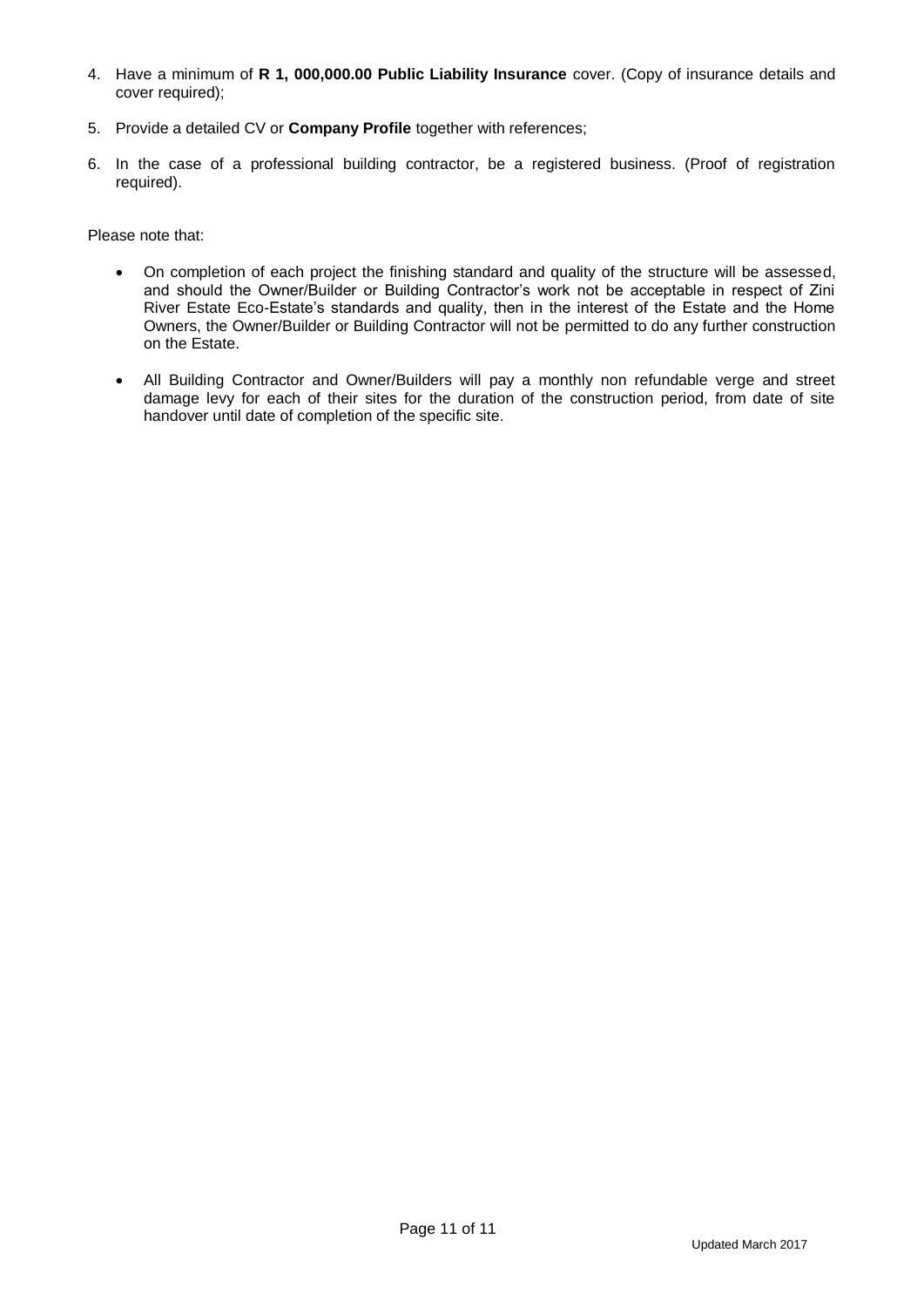4. Have a minimum of **R 1, 000,000.00 Public Liability Insurance** cover. (Copy of insurance details and cover required);

5. Provide a detailed CV or **Company Profile** together with references;

6. In the case of a professional building contractor, be a registered business. (Proof of registration required).

Please note that:

- On completion of each project the finishing standard and quality of the structure will be assessed, and should the Owner/Builder or Building Contractor's work not be acceptable in respect of Zini River Estate Eco-Estate's standards and quality, then in the interest of the Estate and the Home Owners, the Owner/Builder or Building Contractor will not be permitted to do any further construction on the Estate.

- All Building Contractor and Owner/Builders will pay a monthly non refundable verge and street damage levy for each of their sites for the duration of the construction period, from date of site handover until date of completion of the specific site.

Updated March 2017